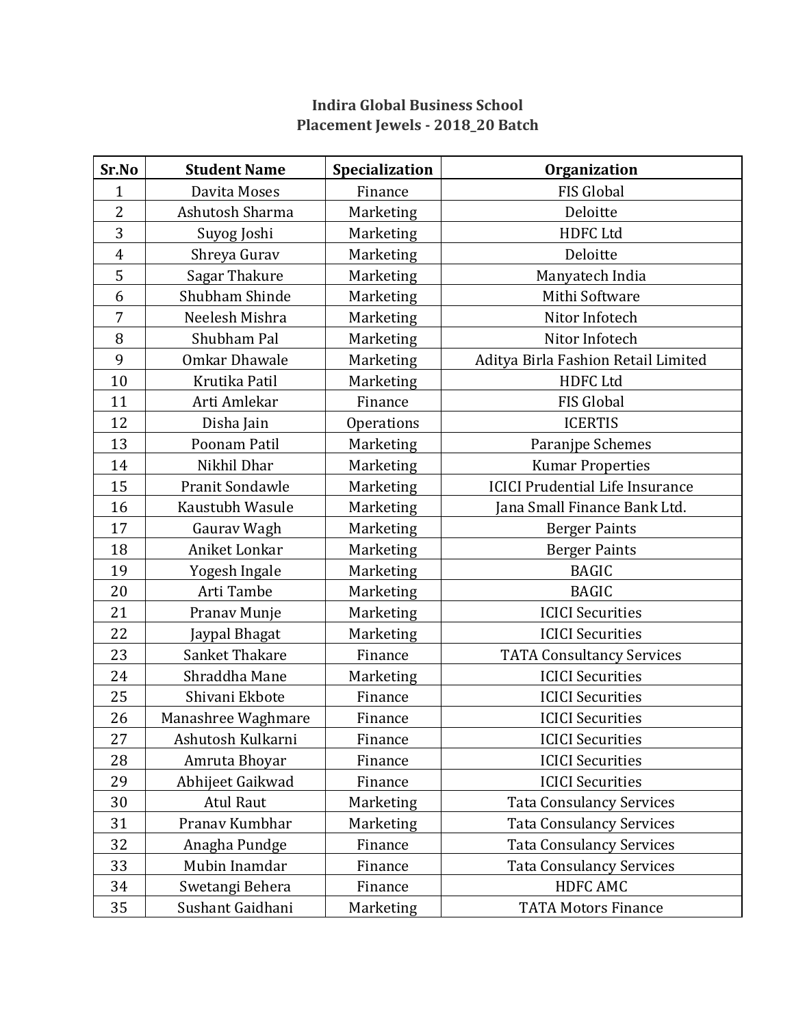# Indira Global Business School
## Placement Jewels - 2018_20 Batch

| Sr.No | Student Name | Specialization | Organization |
|---|---|---|---|
| 1 | Davita Moses | Finance | FIS Global |
| 2 | Ashutosh Sharma | Marketing | Deloitte |
| 3 | Suyog Joshi | Marketing | HDFC Ltd |
| 4 | Shreya Gurav | Marketing | Deloitte |
| 5 | Sagar Thakure | Marketing | Manyatech India |
| 6 | Shubham Shinde | Marketing | Mithi Software |
| 7 | Neelesh Mishra | Marketing | Nitor Infotech |
| 8 | Shubham Pal | Marketing | Nitor Infotech |
| 9 | Omkar Dhawale | Marketing | Aditya Birla Fashion Retail Limited |
| 10 | Krutika Patil | Marketing | HDFC Ltd |
| 11 | Arti Amlekar | Finance | FIS Global |
| 12 | Disha Jain | Operations | ICERTIS |
| 13 | Poonam Patil | Marketing | Paranjpe Schemes |
| 14 | Nikhil Dhar | Marketing | Kumar Properties |
| 15 | Pranit Sondawle | Marketing | ICICI Prudential Life Insurance |
| 16 | Kaustubh Wasule | Marketing | Jana Small Finance Bank Ltd. |
| 17 | Gaurav Wagh | Marketing | Berger Paints |
| 18 | Aniket Lonkar | Marketing | Berger Paints |
| 19 | Yogesh Ingale | Marketing | BAGIC |
| 20 | Arti Tambe | Marketing | BAGIC |
| 21 | Pranav Munje | Marketing | ICICI Securities |
| 22 | Jaypal Bhagat | Marketing | ICICI Securities |
| 23 | Sanket Thakare | Finance | TATA Consultancy Services |
| 24 | Shraddha Mane | Marketing | ICICI Securities |
| 25 | Shivani Ekbote | Finance | ICICI Securities |
| 26 | Manashree Waghmare | Finance | ICICI Securities |
| 27 | Ashutosh Kulkarni | Finance | ICICI Securities |
| 28 | Amruta Bhoyar | Finance | ICICI Securities |
| 29 | Abhijeet Gaikwad | Finance | ICICI Securities |
| 30 | Atul Raut | Marketing | Tata Consulancy Services |
| 31 | Pranav Kumbhar | Marketing | Tata Consulancy Services |
| 32 | Anagha Pundge | Finance | Tata Consulancy Services |
| 33 | Mubin Inamdar | Finance | Tata Consulancy Services |
| 34 | Swetangi Behera | Finance | HDFC AMC |
| 35 | Sushant Gaidhani | Marketing | TATA Motors Finance |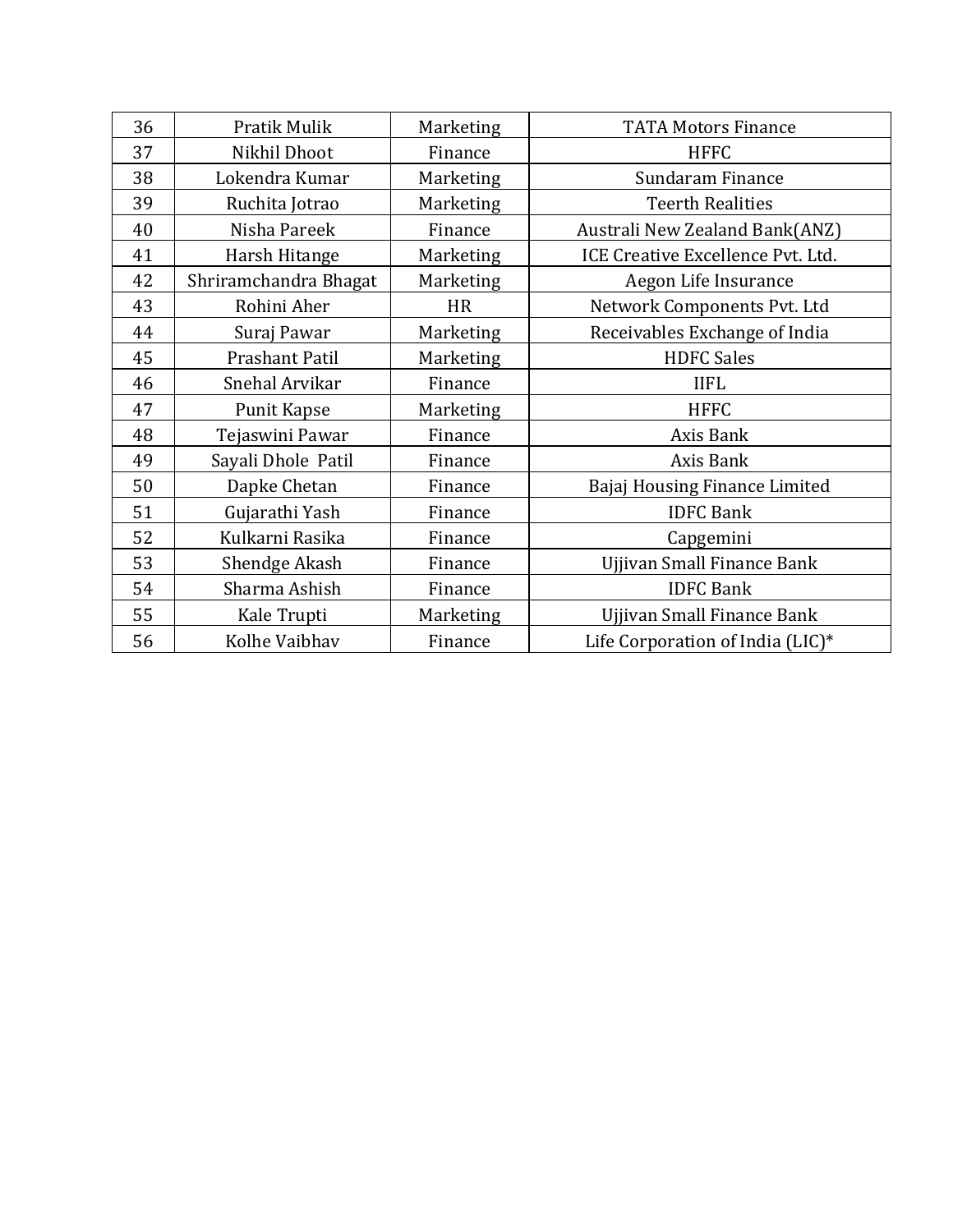| | | | |
|---|---|---|---|
| 36 | Pratik Mulik | Marketing | TATA Motors Finance |
| 37 | Nikhil Dhoot | Finance | HFFC |
| 38 | Lokendra Kumar | Marketing | Sundaram Finance |
| 39 | Ruchita Jotrao | Marketing | Teerth Realities |
| 40 | Nisha Pareek | Finance | Australi New Zealand Bank(ANZ) |
| 41 | Harsh Hitange | Marketing | ICE Creative Excellence Pvt. Ltd. |
| 42 | Shriramchandra Bhagat | Marketing | Aegon Life Insurance |
| 43 | Rohini Aher | HR | Network Components Pvt. Ltd |
| 44 | Suraj Pawar | Marketing | Receivables Exchange of India |
| 45 | Prashant Patil | Marketing | HDFC Sales |
| 46 | Snehal Arvikar | Finance | IIFL |
| 47 | Punit Kapse | Marketing | HFFC |
| 48 | Tejaswini Pawar | Finance | Axis Bank |
| 49 | Sayali Dhole Patil | Finance | Axis Bank |
| 50 | Dapke Chetan | Finance | Bajaj Housing Finance Limited |
| 51 | Gujarathi Yash | Finance | IDFC Bank |
| 52 | Kulkarni Rasika | Finance | Capgemini |
| 53 | Shendge Akash | Finance | Ujjivan Small Finance Bank |
| 54 | Sharma Ashish | Finance | IDFC Bank |
| 55 | Kale Trupti | Marketing | Ujjivan Small Finance Bank |
| 56 | Kolhe Vaibhav | Finance | Life Corporation of India (LIC)* |